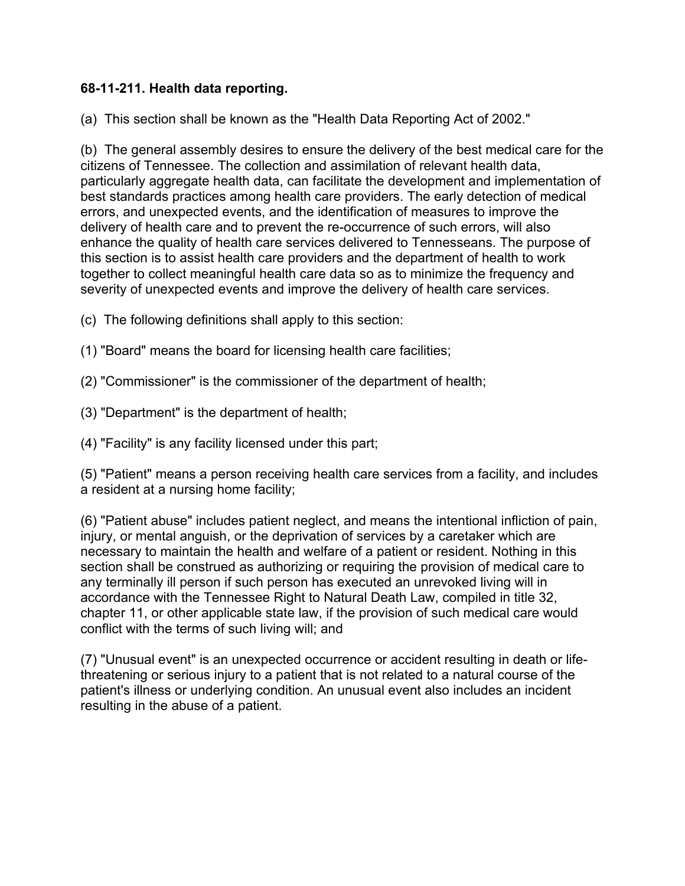**68-11-211. Health data reporting.**

(a) This section shall be known as the "Health Data Reporting Act of 2002."

(b) The general assembly desires to ensure the delivery of the best medical care for the citizens of Tennessee. The collection and assimilation of relevant health data, particularly aggregate health data, can facilitate the development and implementation of best standards practices among health care providers. The early detection of medical errors, and unexpected events, and the identification of measures to improve the delivery of health care and to prevent the re-occurrence of such errors, will also enhance the quality of health care services delivered to Tennesseans. The purpose of this section is to assist health care providers and the department of health to work together to collect meaningful health care data so as to minimize the frequency and severity of unexpected events and improve the delivery of health care services.

(c) The following definitions shall apply to this section:

(1) "Board" means the board for licensing health care facilities;

(2) "Commissioner" is the commissioner of the department of health;

(3) "Department" is the department of health;

(4) "Facility" is any facility licensed under this part;

(5) "Patient" means a person receiving health care services from a facility, and includes a resident at a nursing home facility;

(6) "Patient abuse" includes patient neglect, and means the intentional infliction of pain, injury, or mental anguish, or the deprivation of services by a caretaker which are necessary to maintain the health and welfare of a patient or resident. Nothing in this section shall be construed as authorizing or requiring the provision of medical care to any terminally ill person if such person has executed an unrevoked living will in accordance with the Tennessee Right to Natural Death Law, compiled in title 32, chapter 11, or other applicable state law, if the provision of such medical care would conflict with the terms of such living will; and

(7) "Unusual event" is an unexpected occurrence or accident resulting in death or life-threatening or serious injury to a patient that is not related to a natural course of the patient's illness or underlying condition. An unusual event also includes an incident resulting in the abuse of a patient.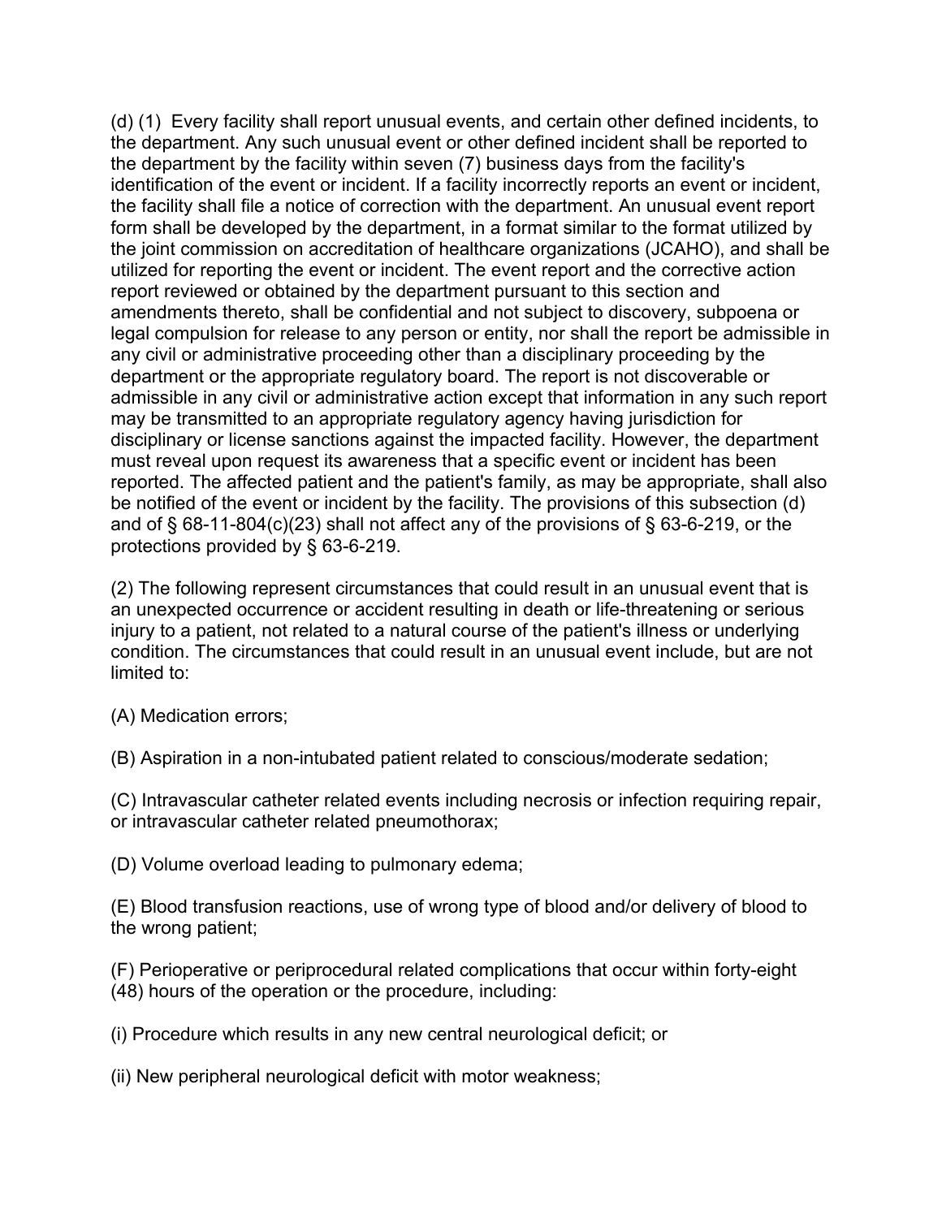(d) (1) Every facility shall report unusual events, and certain other defined incidents, to the department. Any such unusual event or other defined incident shall be reported to the department by the facility within seven (7) business days from the facility's identification of the event or incident. If a facility incorrectly reports an event or incident, the facility shall file a notice of correction with the department. An unusual event report form shall be developed by the department, in a format similar to the format utilized by the joint commission on accreditation of healthcare organizations (JCAHO), and shall be utilized for reporting the event or incident. The event report and the corrective action report reviewed or obtained by the department pursuant to this section and amendments thereto, shall be confidential and not subject to discovery, subpoena or legal compulsion for release to any person or entity, nor shall the report be admissible in any civil or administrative proceeding other than a disciplinary proceeding by the department or the appropriate regulatory board. The report is not discoverable or admissible in any civil or administrative action except that information in any such report may be transmitted to an appropriate regulatory agency having jurisdiction for disciplinary or license sanctions against the impacted facility. However, the department must reveal upon request its awareness that a specific event or incident has been reported. The affected patient and the patient's family, as may be appropriate, shall also be notified of the event or incident by the facility. The provisions of this subsection (d) and of § 68-11-804(c)(23) shall not affect any of the provisions of § 63-6-219, or the protections provided by § 63-6-219.

(2) The following represent circumstances that could result in an unusual event that is an unexpected occurrence or accident resulting in death or life-threatening or serious injury to a patient, not related to a natural course of the patient's illness or underlying condition. The circumstances that could result in an unusual event include, but are not limited to:

(A) Medication errors;

(B) Aspiration in a non-intubated patient related to conscious/moderate sedation;

(C) Intravascular catheter related events including necrosis or infection requiring repair, or intravascular catheter related pneumothorax;

(D) Volume overload leading to pulmonary edema;

(E) Blood transfusion reactions, use of wrong type of blood and/or delivery of blood to the wrong patient;

(F) Perioperative or periprocedural related complications that occur within forty-eight (48) hours of the operation or the procedure, including:

(i) Procedure which results in any new central neurological deficit; or

(ii) New peripheral neurological deficit with motor weakness;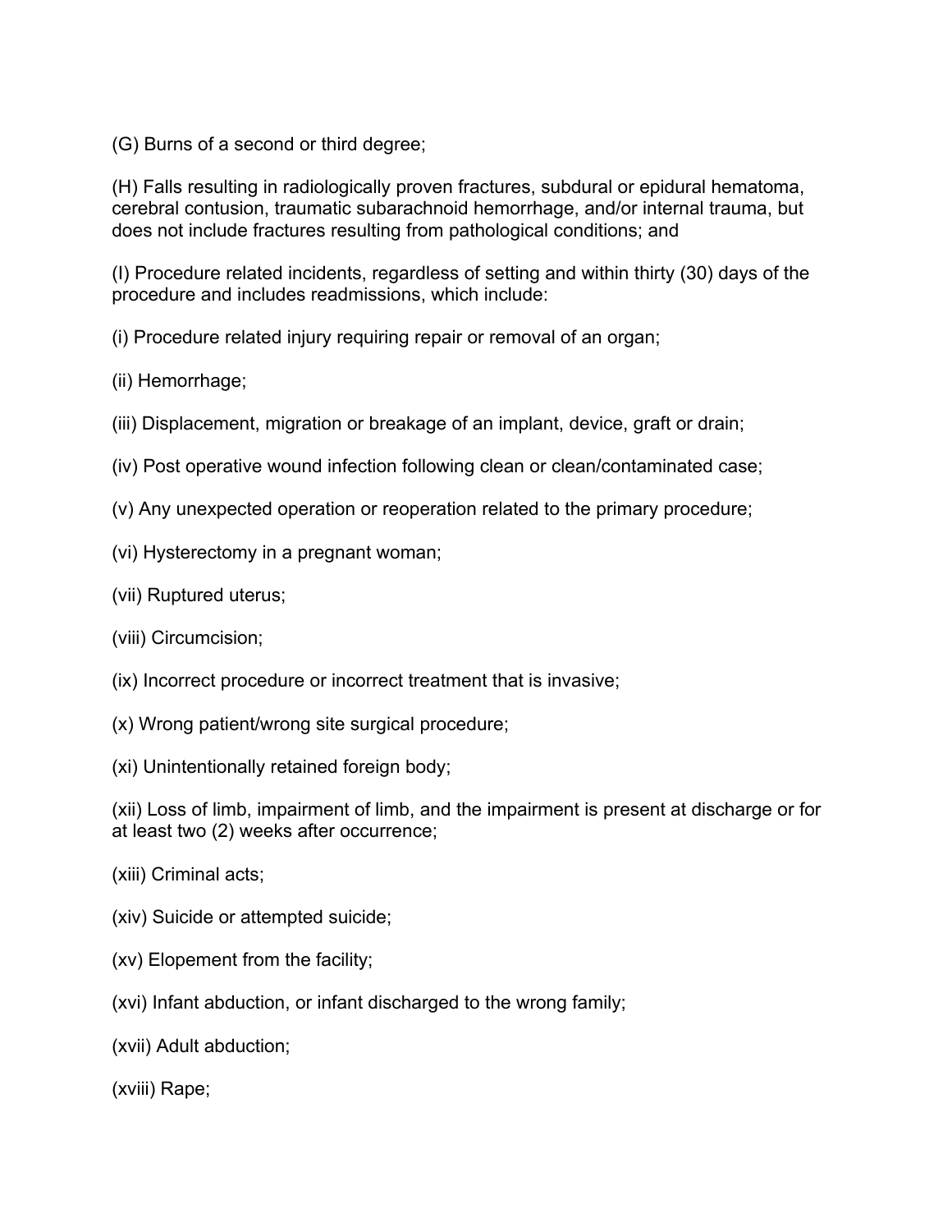(G) Burns of a second or third degree;

(H) Falls resulting in radiologically proven fractures, subdural or epidural hematoma, cerebral contusion, traumatic subarachnoid hemorrhage, and/or internal trauma, but does not include fractures resulting from pathological conditions; and

(I) Procedure related incidents, regardless of setting and within thirty (30) days of the procedure and includes readmissions, which include:

(i) Procedure related injury requiring repair or removal of an organ;

(ii) Hemorrhage;

(iii) Displacement, migration or breakage of an implant, device, graft or drain;

(iv) Post operative wound infection following clean or clean/contaminated case;

(v) Any unexpected operation or reoperation related to the primary procedure;

(vi) Hysterectomy in a pregnant woman;

(vii) Ruptured uterus;

(viii) Circumcision;

(ix) Incorrect procedure or incorrect treatment that is invasive;

(x) Wrong patient/wrong site surgical procedure;

(xi) Unintentionally retained foreign body;

(xii) Loss of limb, impairment of limb, and the impairment is present at discharge or for at least two (2) weeks after occurrence;

(xiii) Criminal acts;

(xiv) Suicide or attempted suicide;

(xv) Elopement from the facility;

(xvi) Infant abduction, or infant discharged to the wrong family;

(xvii) Adult abduction;

(xviii) Rape;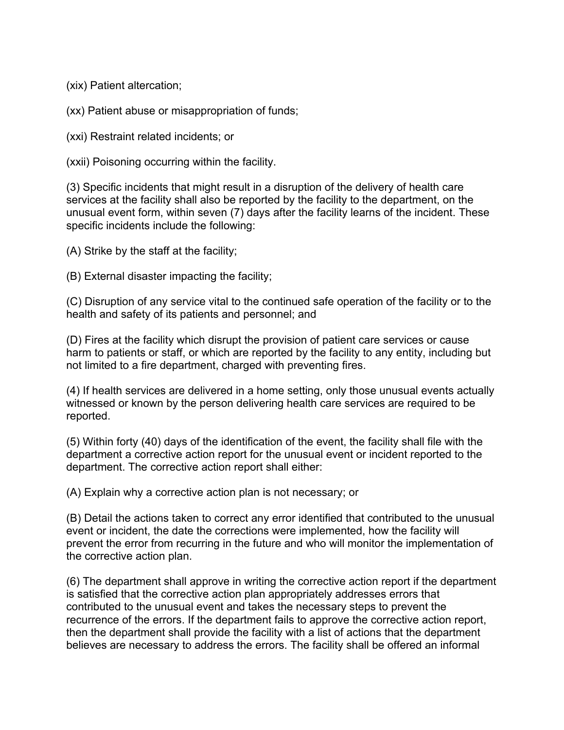(xix) Patient altercation;

(xx) Patient abuse or misappropriation of funds;

(xxi) Restraint related incidents; or

(xxii) Poisoning occurring within the facility.

(3) Specific incidents that might result in a disruption of the delivery of health care services at the facility shall also be reported by the facility to the department, on the unusual event form, within seven (7) days after the facility learns of the incident. These specific incidents include the following:

(A) Strike by the staff at the facility;

(B) External disaster impacting the facility;

(C) Disruption of any service vital to the continued safe operation of the facility or to the health and safety of its patients and personnel; and

(D) Fires at the facility which disrupt the provision of patient care services or cause harm to patients or staff, or which are reported by the facility to any entity, including but not limited to a fire department, charged with preventing fires.

(4) If health services are delivered in a home setting, only those unusual events actually witnessed or known by the person delivering health care services are required to be reported.

(5) Within forty (40) days of the identification of the event, the facility shall file with the department a corrective action report for the unusual event or incident reported to the department. The corrective action report shall either:

(A) Explain why a corrective action plan is not necessary; or

(B) Detail the actions taken to correct any error identified that contributed to the unusual event or incident, the date the corrections were implemented, how the facility will prevent the error from recurring in the future and who will monitor the implementation of the corrective action plan.

(6) The department shall approve in writing the corrective action report if the department is satisfied that the corrective action plan appropriately addresses errors that contributed to the unusual event and takes the necessary steps to prevent the recurrence of the errors. If the department fails to approve the corrective action report, then the department shall provide the facility with a list of actions that the department believes are necessary to address the errors. The facility shall be offered an informal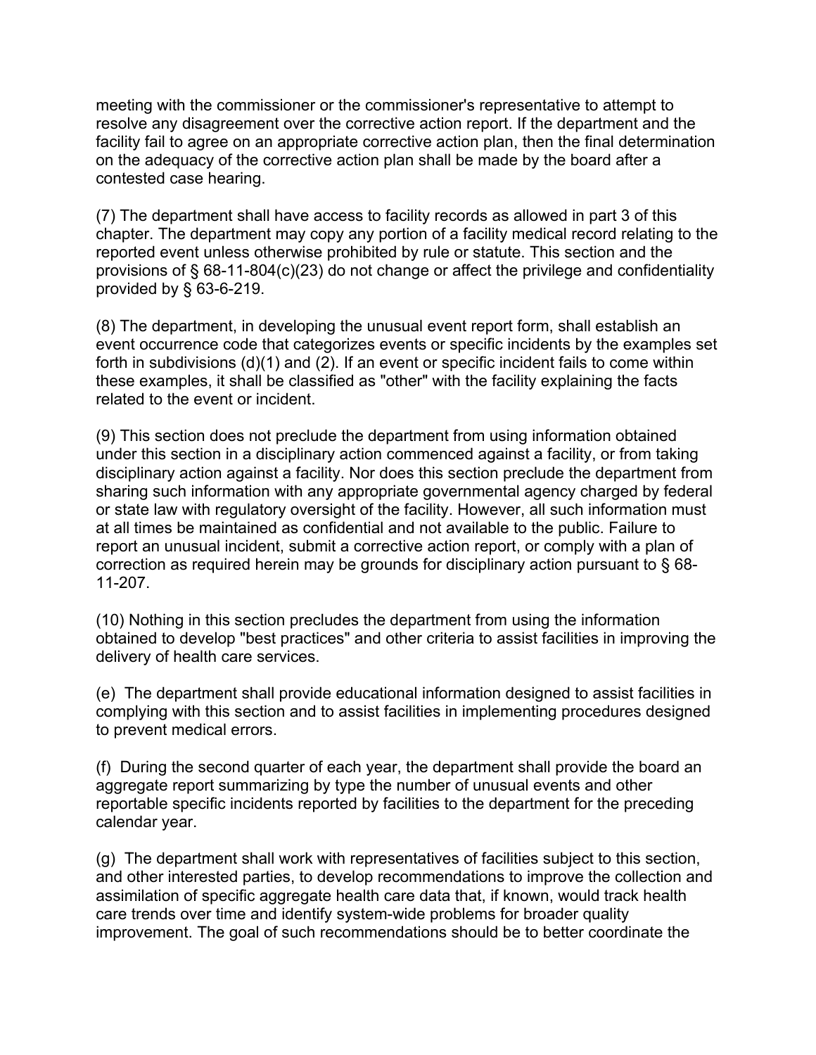meeting with the commissioner or the commissioner's representative to attempt to resolve any disagreement over the corrective action report. If the department and the facility fail to agree on an appropriate corrective action plan, then the final determination on the adequacy of the corrective action plan shall be made by the board after a contested case hearing.

(7) The department shall have access to facility records as allowed in part 3 of this chapter. The department may copy any portion of a facility medical record relating to the reported event unless otherwise prohibited by rule or statute. This section and the provisions of § 68-11-804(c)(23) do not change or affect the privilege and confidentiality provided by § 63-6-219.

(8) The department, in developing the unusual event report form, shall establish an event occurrence code that categorizes events or specific incidents by the examples set forth in subdivisions (d)(1) and (2). If an event or specific incident fails to come within these examples, it shall be classified as "other" with the facility explaining the facts related to the event or incident.

(9) This section does not preclude the department from using information obtained under this section in a disciplinary action commenced against a facility, or from taking disciplinary action against a facility. Nor does this section preclude the department from sharing such information with any appropriate governmental agency charged by federal or state law with regulatory oversight of the facility. However, all such information must at all times be maintained as confidential and not available to the public. Failure to report an unusual incident, submit a corrective action report, or comply with a plan of correction as required herein may be grounds for disciplinary action pursuant to § 68-11-207.

(10) Nothing in this section precludes the department from using the information obtained to develop "best practices" and other criteria to assist facilities in improving the delivery of health care services.

(e) The department shall provide educational information designed to assist facilities in complying with this section and to assist facilities in implementing procedures designed to prevent medical errors.

(f) During the second quarter of each year, the department shall provide the board an aggregate report summarizing by type the number of unusual events and other reportable specific incidents reported by facilities to the department for the preceding calendar year.

(g) The department shall work with representatives of facilities subject to this section, and other interested parties, to develop recommendations to improve the collection and assimilation of specific aggregate health care data that, if known, would track health care trends over time and identify system-wide problems for broader quality improvement. The goal of such recommendations should be to better coordinate the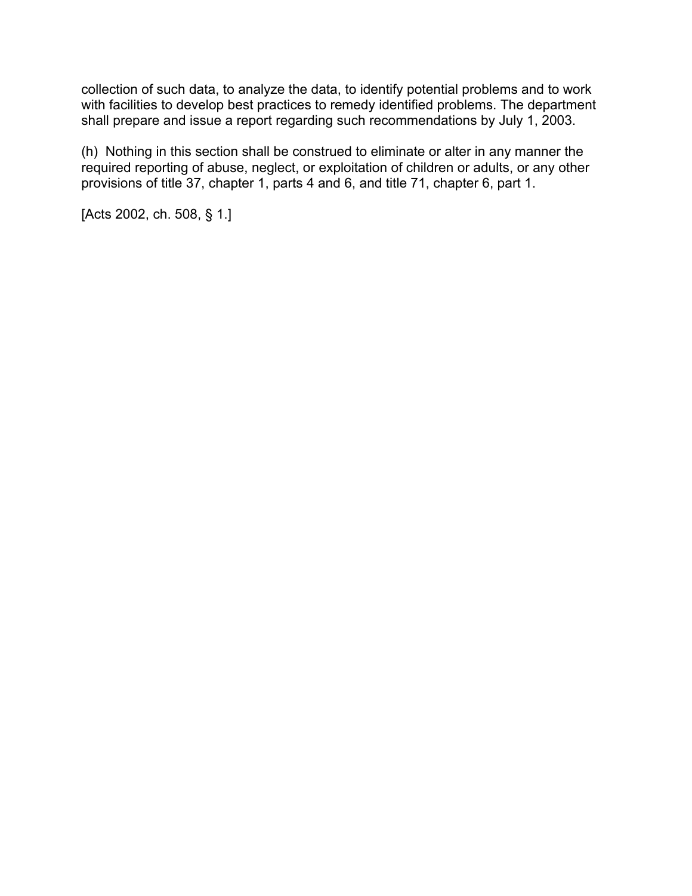collection of such data, to analyze the data, to identify potential problems and to work with facilities to develop best practices to remedy identified problems. The department shall prepare and issue a report regarding such recommendations by July 1, 2003.

(h) Nothing in this section shall be construed to eliminate or alter in any manner the required reporting of abuse, neglect, or exploitation of children or adults, or any other provisions of title 37, chapter 1, parts 4 and 6, and title 71, chapter 6, part 1.

[Acts 2002, ch. 508, § 1.]